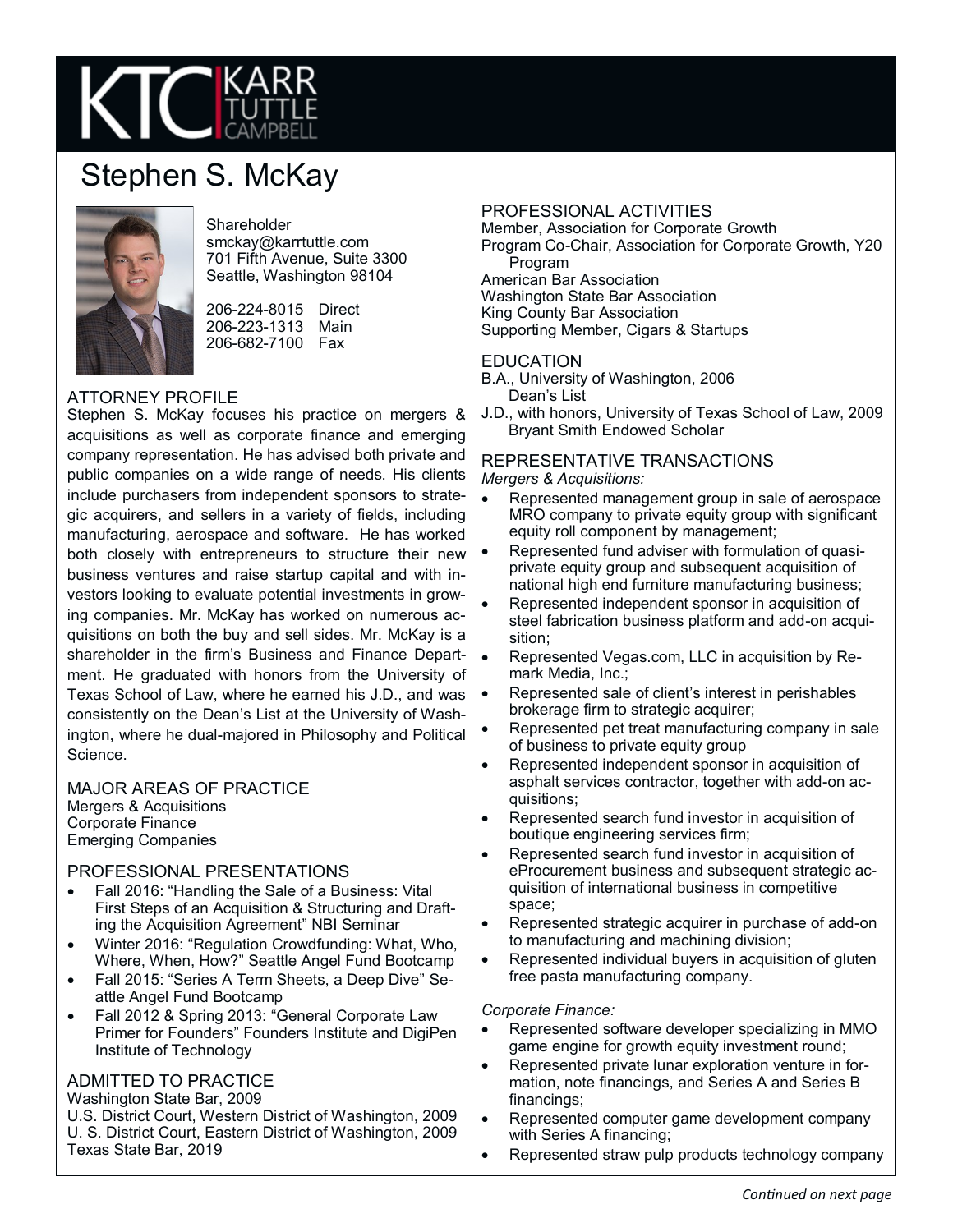# Stephen S. McKay

Shareholder
smckay@karrtuttle.com
701 Fifth Avenue, Suite 3300
Seattle, Washington 98104

206-224-8015 Direct
206-223-1313 Main
206-682-7100 Fax

## ATTORNEY PROFILE

Stephen S. McKay focuses his practice on mergers & acquisitions as well as corporate finance and emerging company representation. He has advised both private and public companies on a wide range of needs. His clients include purchasers from independent sponsors to strategic acquirers, and sellers in a variety of fields, including manufacturing, aerospace and software. He has worked both closely with entrepreneurs to structure their new business ventures and raise startup capital and with investors looking to evaluate potential investments in growing companies. Mr. McKay has worked on numerous acquisitions on both the buy and sell sides. Mr. McKay is a shareholder in the firm's Business and Finance Department. He graduated with honors from the University of Texas School of Law, where he earned his J.D., and was consistently on the Dean's List at the University of Washington, where he dual-majored in Philosophy and Political Science.

## MAJOR AREAS OF PRACTICE

Mergers & Acquisitions
Corporate Finance
Emerging Companies

## PROFESSIONAL PRESENTATIONS

- Fall 2016: "Handling the Sale of a Business: Vital First Steps of an Acquisition & Structuring and Drafting the Acquisition Agreement" NBI Seminar
- Winter 2016: "Regulation Crowdfunding: What, Who, Where, When, How?" Seattle Angel Fund Bootcamp
- Fall 2015: "Series A Term Sheets, a Deep Dive" Seattle Angel Fund Bootcamp
- Fall 2012 & Spring 2013: "General Corporate Law Primer for Founders" Founders Institute and DigiPen Institute of Technology

## ADMITTED TO PRACTICE

Washington State Bar, 2009
U.S. District Court, Western District of Washington, 2009
U. S. District Court, Eastern District of Washington, 2009
Texas State Bar, 2019

## PROFESSIONAL ACTIVITIES

Member, Association for Corporate Growth
Program Co-Chair, Association for Corporate Growth, Y20 Program
American Bar Association
Washington State Bar Association
King County Bar Association
Supporting Member, Cigars & Startups

## EDUCATION

B.A., University of Washington, 2006
Dean's List
J.D., with honors, University of Texas School of Law, 2009
Bryant Smith Endowed Scholar

## REPRESENTATIVE TRANSACTIONS

*Mergers & Acquisitions:*

- Represented management group in sale of aerospace MRO company to private equity group with significant equity roll component by management;
- Represented fund adviser with formulation of quasi-private equity group and subsequent acquisition of national high end furniture manufacturing business;
- Represented independent sponsor in acquisition of steel fabrication business platform and add-on acquisition;
- Represented Vegas.com, LLC in acquisition by Remark Media, Inc.;
- Represented sale of client's interest in perishables brokerage firm to strategic acquirer;
- Represented pet treat manufacturing company in sale of business to private equity group
- Represented independent sponsor in acquisition of asphalt services contractor, together with add-on acquisitions;
- Represented search fund investor in acquisition of boutique engineering services firm;
- Represented search fund investor in acquisition of eProcurement business and subsequent strategic acquisition of international business in competitive space;
- Represented strategic acquirer in purchase of add-on to manufacturing and machining division;
- Represented individual buyers in acquisition of gluten free pasta manufacturing company.

*Corporate Finance:*

- Represented software developer specializing in MMO game engine for growth equity investment round;
- Represented private lunar exploration venture in formation, note financings, and Series A and Series B financings;
- Represented computer game development company with Series A financing;
- Represented straw pulp products technology company

*Continued on next page*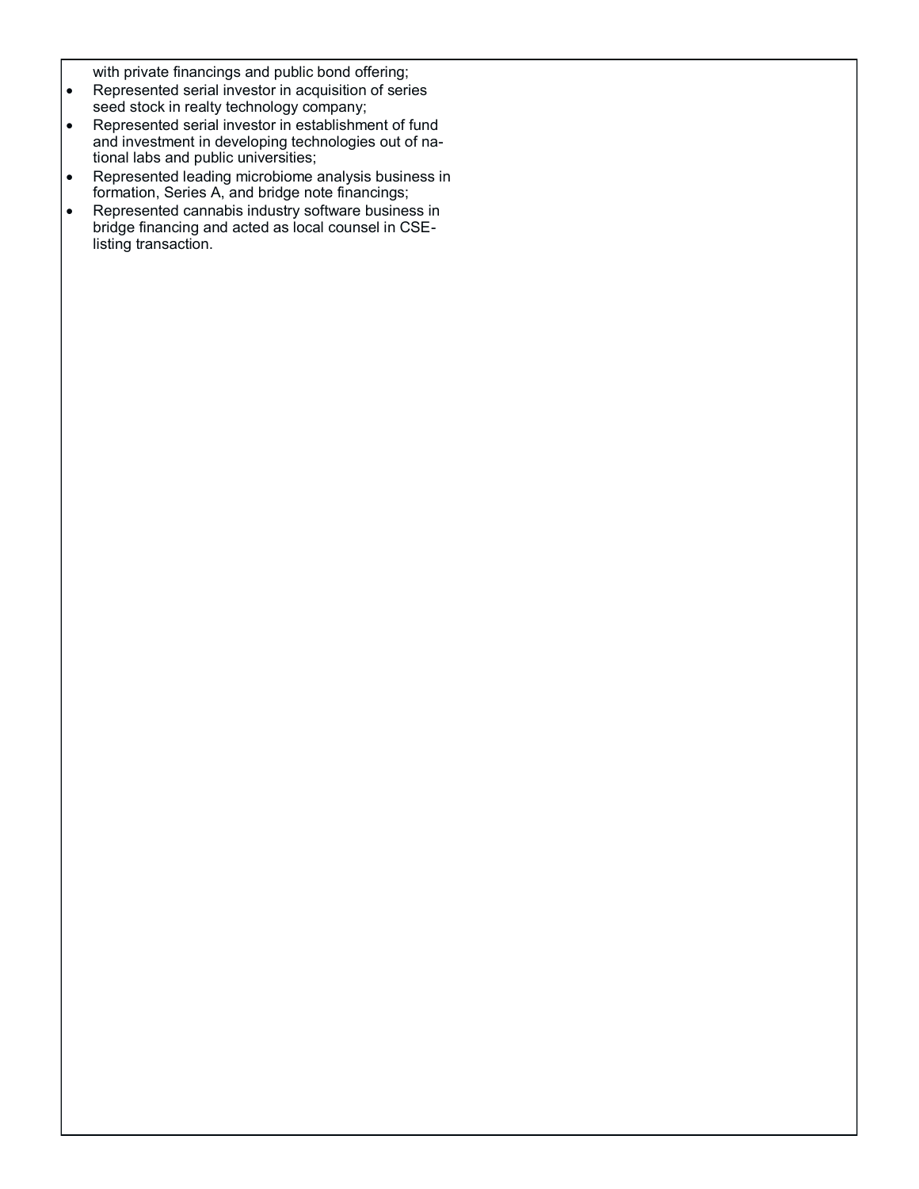with private financings and public bond offering;

- Represented serial investor in acquisition of series seed stock in realty technology company;
- Represented serial investor in establishment of fund and investment in developing technologies out of national labs and public universities;
- Represented leading microbiome analysis business in formation, Series A, and bridge note financings;
- Represented cannabis industry software business in bridge financing and acted as local counsel in CSE-listing transaction.